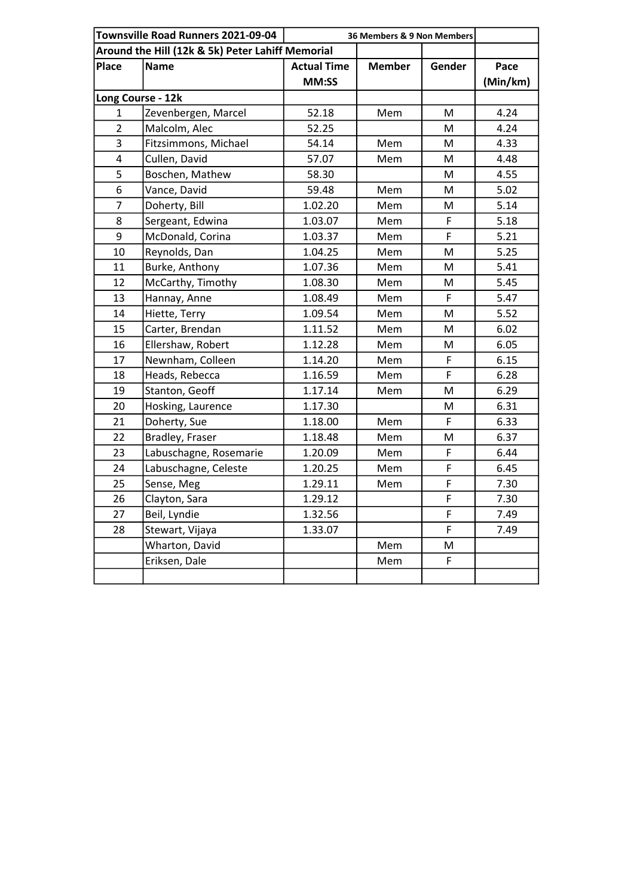| Townsville Road Runners 2021-09-04 | | 36 Members & 9 Non Members | | | |
|---|---|---|---|---|---|
| Around the Hill (12k & 5k) Peter Lahiff Memorial | | | | | |
| Place | Name | Actual Time MM:SS | Member | Gender | Pace (Min/km) |
| Long Course - 12k | | | | | |
| 1 | Zevenbergen, Marcel | 52.18 | Mem | M | 4.24 |
| 2 | Malcolm, Alec | 52.25 | | M | 4.24 |
| 3 | Fitzsimmons, Michael | 54.14 | Mem | M | 4.33 |
| 4 | Cullen, David | 57.07 | Mem | M | 4.48 |
| 5 | Boschen, Mathew | 58.30 | | M | 4.55 |
| 6 | Vance, David | 59.48 | Mem | M | 5.02 |
| 7 | Doherty, Bill | 1.02.20 | Mem | M | 5.14 |
| 8 | Sergeant, Edwina | 1.03.07 | Mem | F | 5.18 |
| 9 | McDonald, Corina | 1.03.37 | Mem | F | 5.21 |
| 10 | Reynolds, Dan | 1.04.25 | Mem | M | 5.25 |
| 11 | Burke, Anthony | 1.07.36 | Mem | M | 5.41 |
| 12 | McCarthy, Timothy | 1.08.30 | Mem | M | 5.45 |
| 13 | Hannay, Anne | 1.08.49 | Mem | F | 5.47 |
| 14 | Hiette, Terry | 1.09.54 | Mem | M | 5.52 |
| 15 | Carter, Brendan | 1.11.52 | Mem | M | 6.02 |
| 16 | Ellershaw, Robert | 1.12.28 | Mem | M | 6.05 |
| 17 | Newnham, Colleen | 1.14.20 | Mem | F | 6.15 |
| 18 | Heads, Rebecca | 1.16.59 | Mem | F | 6.28 |
| 19 | Stanton, Geoff | 1.17.14 | Mem | M | 6.29 |
| 20 | Hosking, Laurence | 1.17.30 | | M | 6.31 |
| 21 | Doherty, Sue | 1.18.00 | Mem | F | 6.33 |
| 22 | Bradley, Fraser | 1.18.48 | Mem | M | 6.37 |
| 23 | Labuschagne, Rosemarie | 1.20.09 | Mem | F | 6.44 |
| 24 | Labuschagne, Celeste | 1.20.25 | Mem | F | 6.45 |
| 25 | Sense, Meg | 1.29.11 | Mem | F | 7.30 |
| 26 | Clayton, Sara | 1.29.12 | | F | 7.30 |
| 27 | Beil, Lyndie | 1.32.56 | | F | 7.49 |
| 28 | Stewart, Vijaya | 1.33.07 | | F | 7.49 |
| | Wharton, David | | Mem | M | |
| | Eriksen, Dale | | Mem | F | |
| | | | | | |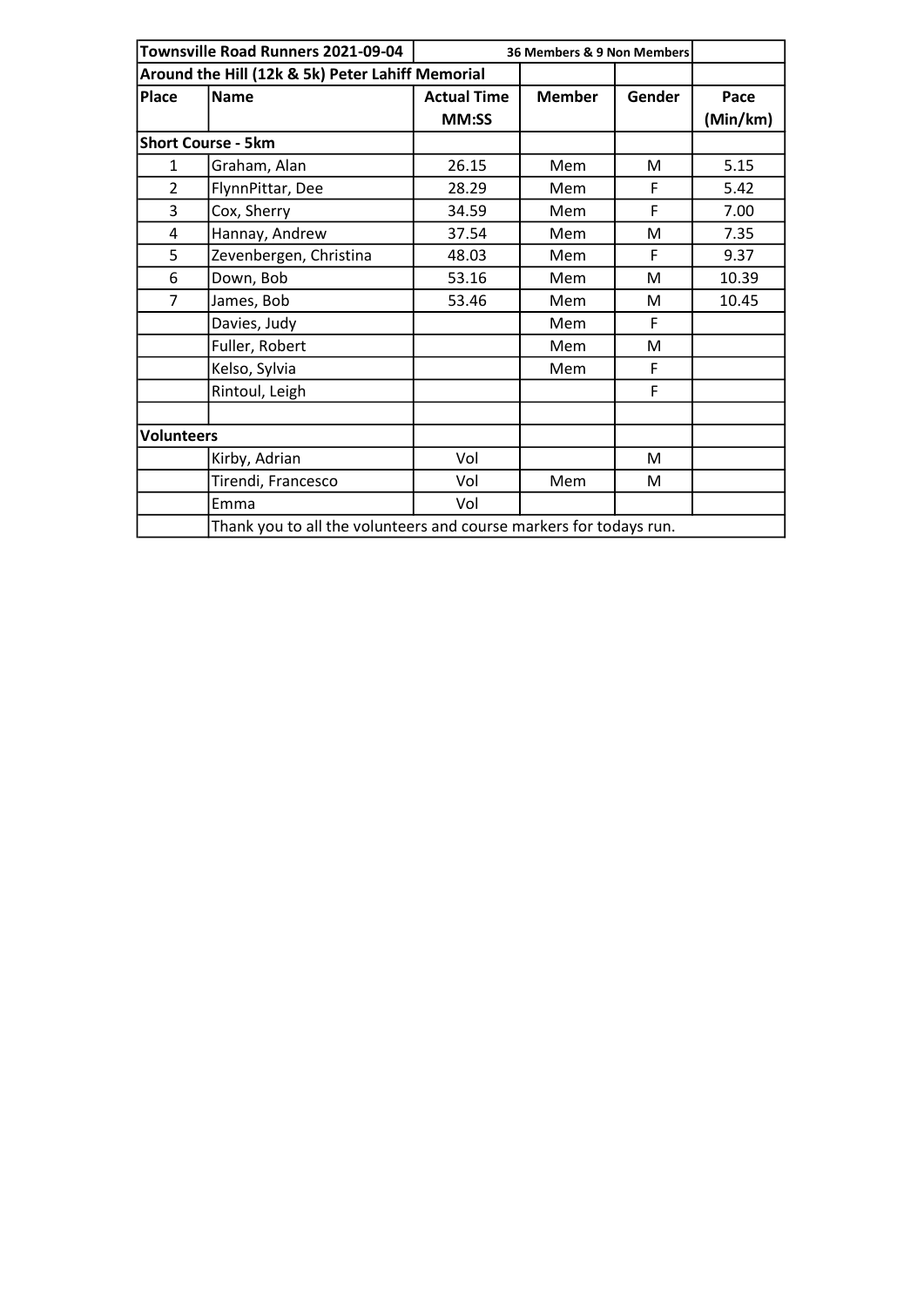| Townsville Road Runners 2021-09-04 | | 36 Members & 9 Non Members | | | |
|---|---|---|---|---|---|
| Around the Hill (12k & 5k) Peter Lahiff Memorial | | | | | |
| Place | Name | Actual Time MM:SS | Member | Gender | Pace (Min/km) |
| Short Course - 5km | | | | | |
| 1 | Graham, Alan | 26.15 | Mem | M | 5.15 |
| 2 | FlynnPittar, Dee | 28.29 | Mem | F | 5.42 |
| 3 | Cox, Sherry | 34.59 | Mem | F | 7.00 |
| 4 | Hannay, Andrew | 37.54 | Mem | M | 7.35 |
| 5 | Zevenbergen, Christina | 48.03 | Mem | F | 9.37 |
| 6 | Down, Bob | 53.16 | Mem | M | 10.39 |
| 7 | James, Bob | 53.46 | Mem | M | 10.45 |
| | Davies, Judy | | Mem | F | |
| | Fuller, Robert | | Mem | M | |
| | Kelso, Sylvia | | Mem | F | |
| | Rintoul, Leigh | | | F | |
| | | | | | |
| Volunteers | | | | | |
| | Kirby, Adrian | Vol | | M | |
| | Tirendi, Francesco | Vol | Mem | M | |
| | Emma | Vol | | | |
| | Thank you to all the volunteers and course markers for todays run. | | | | |